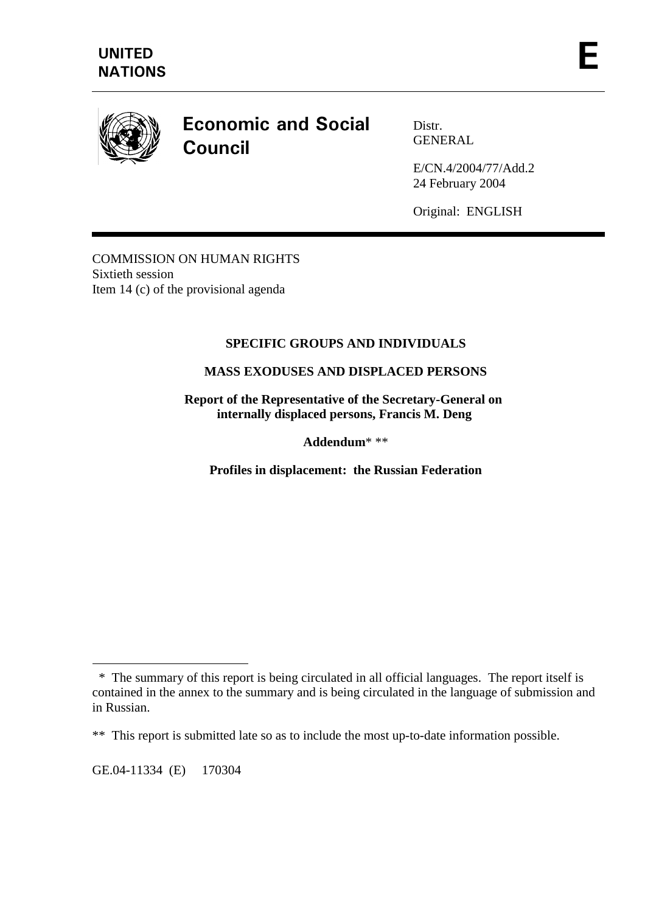**UNITED NATIONS**

**E**

# Economic and Social Council

Distr.
GENERAL

E/CN.4/2004/77/Add.2
24 February 2004

Original: ENGLISH

COMMISSION ON HUMAN RIGHTS
Sixtieth session
Item 14 (c) of the provisional agenda

**SPECIFIC GROUPS AND INDIVIDUALS**

**MASS EXODUSES AND DISPLACED PERSONS**

**Report of the Representative of the Secretary-General on internally displaced persons, Francis M. Deng**

**Addendum*** **

**Profiles in displacement: the Russian Federation**

---

\* The summary of this report is being circulated in all official languages. The report itself is contained in the annex to the summary and is being circulated in the language of submission and in Russian.

\*\* This report is submitted late so as to include the most up-to-date information possible.

GE.04-11334 (E) 170304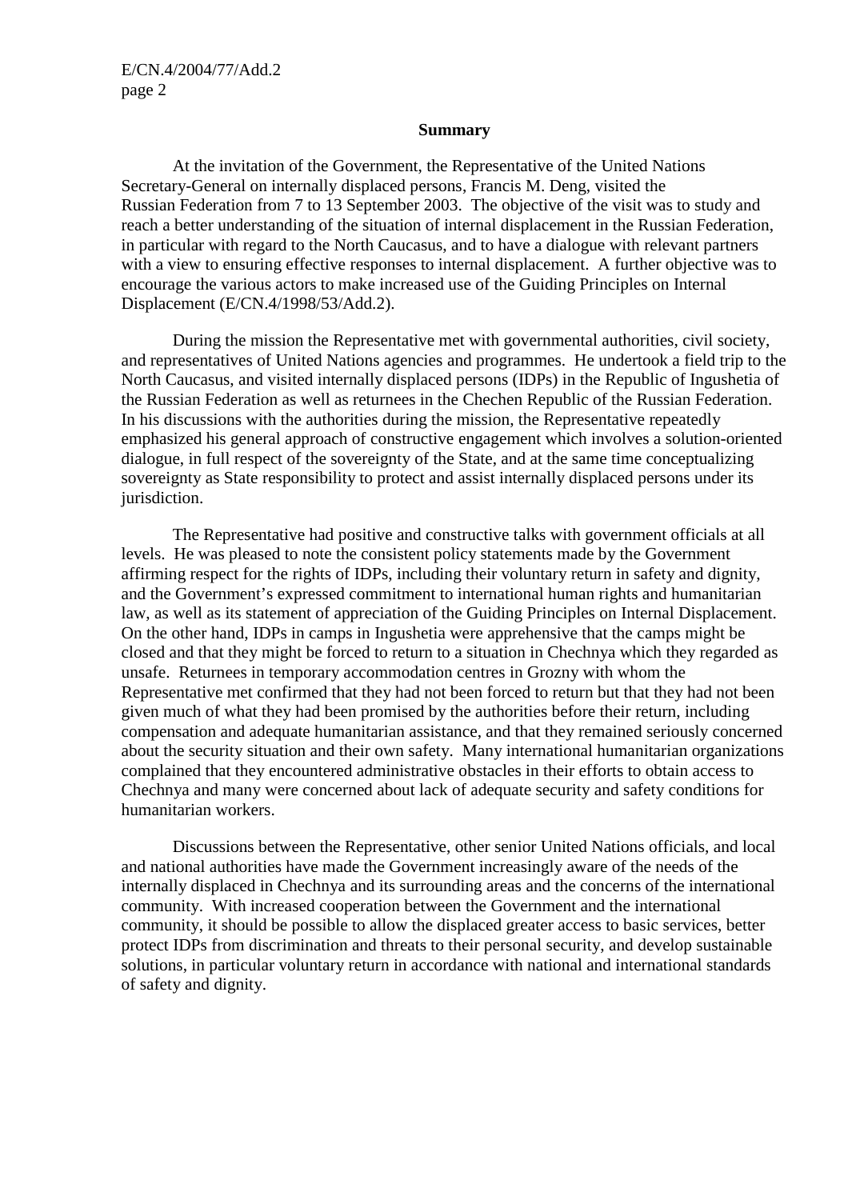**Summary**

At the invitation of the Government, the Representative of the United Nations Secretary-General on internally displaced persons, Francis M. Deng, visited the Russian Federation from 7 to 13 September 2003. The objective of the visit was to study and reach a better understanding of the situation of internal displacement in the Russian Federation, in particular with regard to the North Caucasus, and to have a dialogue with relevant partners with a view to ensuring effective responses to internal displacement. A further objective was to encourage the various actors to make increased use of the Guiding Principles on Internal Displacement (E/CN.4/1998/53/Add.2).

During the mission the Representative met with governmental authorities, civil society, and representatives of United Nations agencies and programmes. He undertook a field trip to the North Caucasus, and visited internally displaced persons (IDPs) in the Republic of Ingushetia of the Russian Federation as well as returnees in the Chechen Republic of the Russian Federation. In his discussions with the authorities during the mission, the Representative repeatedly emphasized his general approach of constructive engagement which involves a solution-oriented dialogue, in full respect of the sovereignty of the State, and at the same time conceptualizing sovereignty as State responsibility to protect and assist internally displaced persons under its jurisdiction.

The Representative had positive and constructive talks with government officials at all levels. He was pleased to note the consistent policy statements made by the Government affirming respect for the rights of IDPs, including their voluntary return in safety and dignity, and the Government's expressed commitment to international human rights and humanitarian law, as well as its statement of appreciation of the Guiding Principles on Internal Displacement. On the other hand, IDPs in camps in Ingushetia were apprehensive that the camps might be closed and that they might be forced to return to a situation in Chechnya which they regarded as unsafe. Returnees in temporary accommodation centres in Grozny with whom the Representative met confirmed that they had not been forced to return but that they had not been given much of what they had been promised by the authorities before their return, including compensation and adequate humanitarian assistance, and that they remained seriously concerned about the security situation and their own safety. Many international humanitarian organizations complained that they encountered administrative obstacles in their efforts to obtain access to Chechnya and many were concerned about lack of adequate security and safety conditions for humanitarian workers.

Discussions between the Representative, other senior United Nations officials, and local and national authorities have made the Government increasingly aware of the needs of the internally displaced in Chechnya and its surrounding areas and the concerns of the international community. With increased cooperation between the Government and the international community, it should be possible to allow the displaced greater access to basic services, better protect IDPs from discrimination and threats to their personal security, and develop sustainable solutions, in particular voluntary return in accordance with national and international standards of safety and dignity.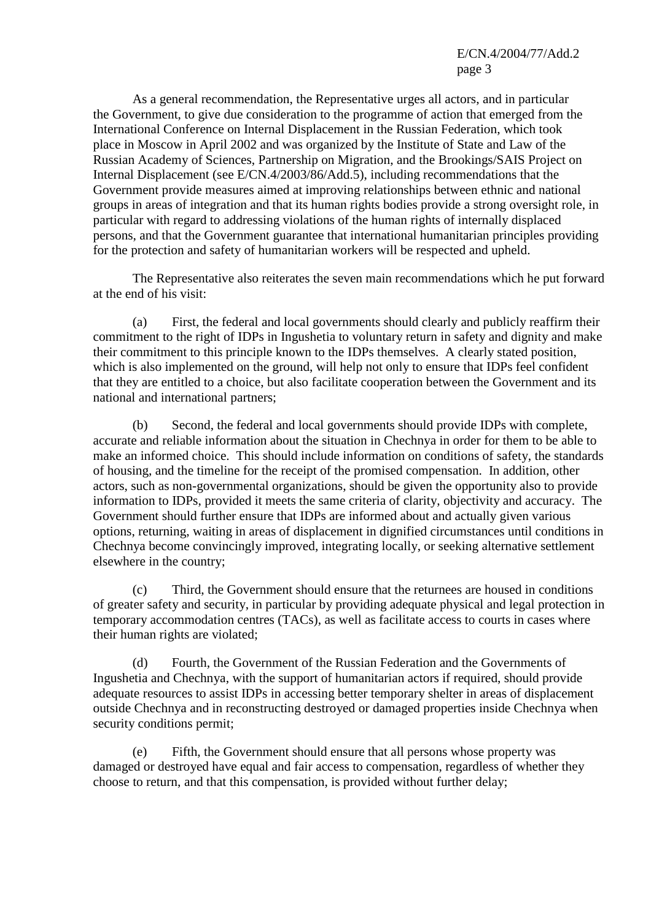As a general recommendation, the Representative urges all actors, and in particular the Government, to give due consideration to the programme of action that emerged from the International Conference on Internal Displacement in the Russian Federation, which took place in Moscow in April 2002 and was organized by the Institute of State and Law of the Russian Academy of Sciences, Partnership on Migration, and the Brookings/SAIS Project on Internal Displacement (see E/CN.4/2003/86/Add.5), including recommendations that the Government provide measures aimed at improving relationships between ethnic and national groups in areas of integration and that its human rights bodies provide a strong oversight role, in particular with regard to addressing violations of the human rights of internally displaced persons, and that the Government guarantee that international humanitarian principles providing for the protection and safety of humanitarian workers will be respected and upheld.

The Representative also reiterates the seven main recommendations which he put forward at the end of his visit:

(a) First, the federal and local governments should clearly and publicly reaffirm their commitment to the right of IDPs in Ingushetia to voluntary return in safety and dignity and make their commitment to this principle known to the IDPs themselves. A clearly stated position, which is also implemented on the ground, will help not only to ensure that IDPs feel confident that they are entitled to a choice, but also facilitate cooperation between the Government and its national and international partners;

(b) Second, the federal and local governments should provide IDPs with complete, accurate and reliable information about the situation in Chechnya in order for them to be able to make an informed choice. This should include information on conditions of safety, the standards of housing, and the timeline for the receipt of the promised compensation. In addition, other actors, such as non-governmental organizations, should be given the opportunity also to provide information to IDPs, provided it meets the same criteria of clarity, objectivity and accuracy. The Government should further ensure that IDPs are informed about and actually given various options, returning, waiting in areas of displacement in dignified circumstances until conditions in Chechnya become convincingly improved, integrating locally, or seeking alternative settlement elsewhere in the country;

(c) Third, the Government should ensure that the returnees are housed in conditions of greater safety and security, in particular by providing adequate physical and legal protection in temporary accommodation centres (TACs), as well as facilitate access to courts in cases where their human rights are violated;

(d) Fourth, the Government of the Russian Federation and the Governments of Ingushetia and Chechnya, with the support of humanitarian actors if required, should provide adequate resources to assist IDPs in accessing better temporary shelter in areas of displacement outside Chechnya and in reconstructing destroyed or damaged properties inside Chechnya when security conditions permit;

(e) Fifth, the Government should ensure that all persons whose property was damaged or destroyed have equal and fair access to compensation, regardless of whether they choose to return, and that this compensation, is provided without further delay;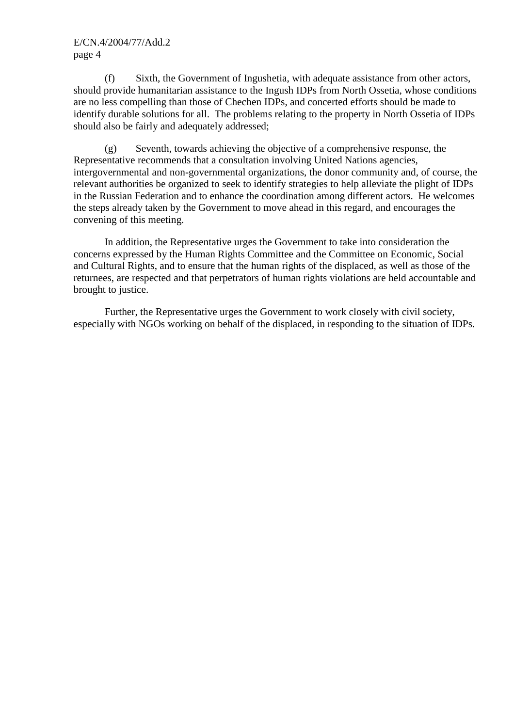(f) Sixth, the Government of Ingushetia, with adequate assistance from other actors, should provide humanitarian assistance to the Ingush IDPs from North Ossetia, whose conditions are no less compelling than those of Chechen IDPs, and concerted efforts should be made to identify durable solutions for all. The problems relating to the property in North Ossetia of IDPs should also be fairly and adequately addressed;

(g) Seventh, towards achieving the objective of a comprehensive response, the Representative recommends that a consultation involving United Nations agencies, intergovernmental and non-governmental organizations, the donor community and, of course, the relevant authorities be organized to seek to identify strategies to help alleviate the plight of IDPs in the Russian Federation and to enhance the coordination among different actors. He welcomes the steps already taken by the Government to move ahead in this regard, and encourages the convening of this meeting.

In addition, the Representative urges the Government to take into consideration the concerns expressed by the Human Rights Committee and the Committee on Economic, Social and Cultural Rights, and to ensure that the human rights of the displaced, as well as those of the returnees, are respected and that perpetrators of human rights violations are held accountable and brought to justice.

Further, the Representative urges the Government to work closely with civil society, especially with NGOs working on behalf of the displaced, in responding to the situation of IDPs.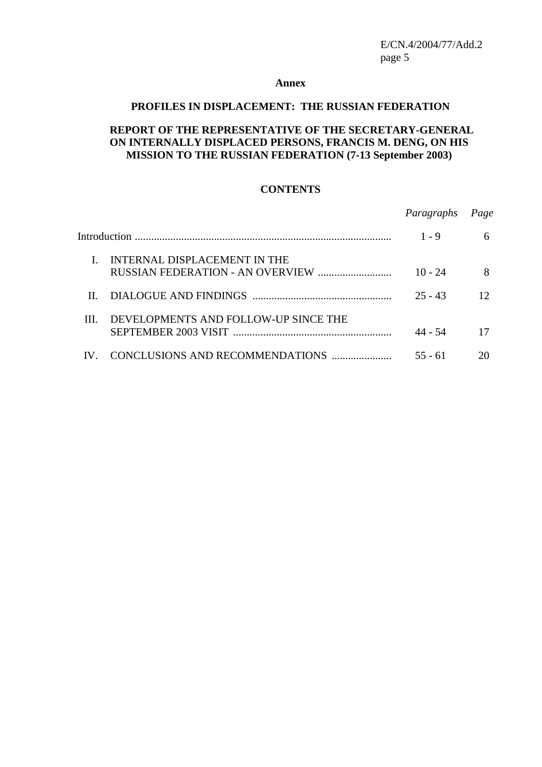**Annex**

# PROFILES IN DISPLACEMENT: THE RUSSIAN FEDERATION

## REPORT OF THE REPRESENTATIVE OF THE SECRETARY-GENERAL ON INTERNALLY DISPLACED PERSONS, FRANCIS M. DENG, ON HIS MISSION TO THE RUSSIAN FEDERATION (7-13 September 2003)

## CONTENTS

| | | *Paragraphs* | *Page* |
|---|---|---|---|
| | Introduction | 1 - 9 | 6 |
| I. | INTERNAL DISPLACEMENT IN THE RUSSIAN FEDERATION - AN OVERVIEW | 10 - 24 | 8 |
| II. | DIALOGUE AND FINDINGS | 25 - 43 | 12 |
| III. | DEVELOPMENTS AND FOLLOW-UP SINCE THE SEPTEMBER 2003 VISIT | 44 - 54 | 17 |
| IV. | CONCLUSIONS AND RECOMMENDATIONS | 55 - 61 | 20 |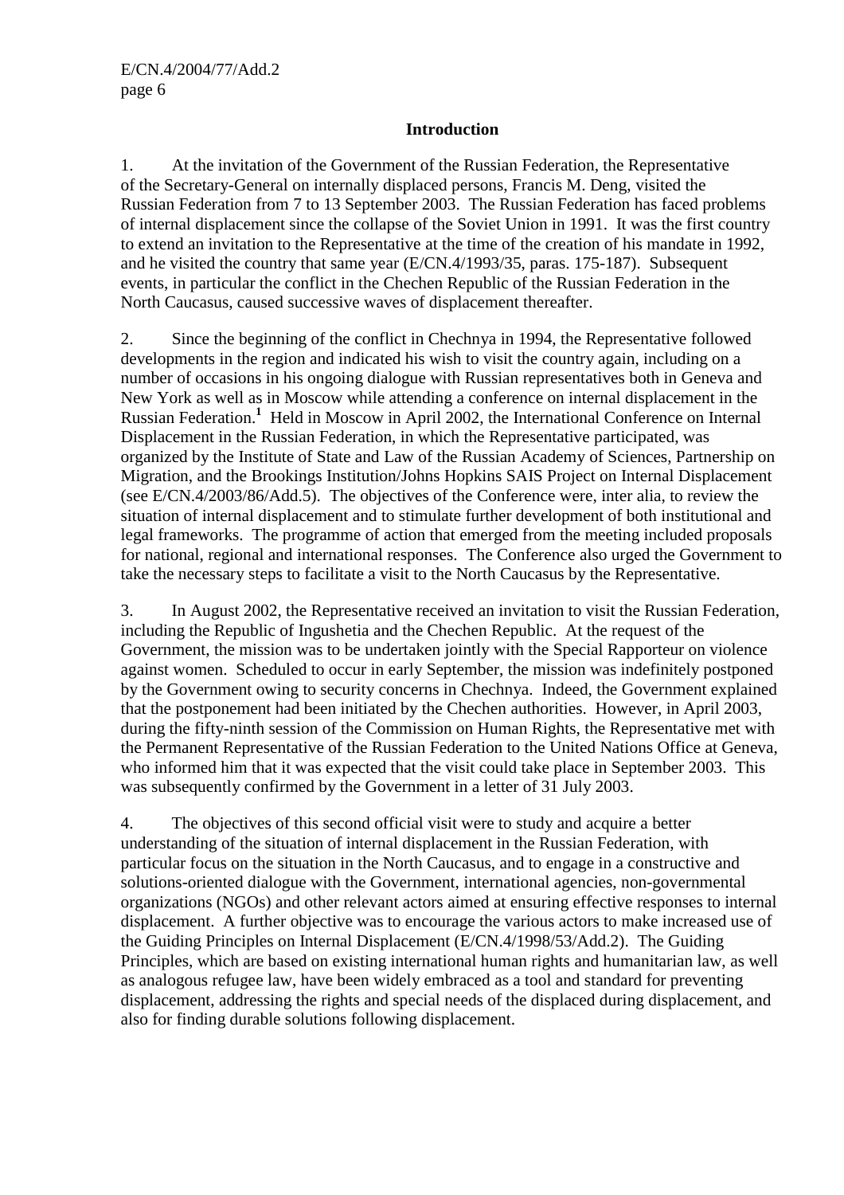## Introduction

1. At the invitation of the Government of the Russian Federation, the Representative of the Secretary-General on internally displaced persons, Francis M. Deng, visited the Russian Federation from 7 to 13 September 2003. The Russian Federation has faced problems of internal displacement since the collapse of the Soviet Union in 1991. It was the first country to extend an invitation to the Representative at the time of the creation of his mandate in 1992, and he visited the country that same year (E/CN.4/1993/35, paras. 175-187). Subsequent events, in particular the conflict in the Chechen Republic of the Russian Federation in the North Caucasus, caused successive waves of displacement thereafter.

2. Since the beginning of the conflict in Chechnya in 1994, the Representative followed developments in the region and indicated his wish to visit the country again, including on a number of occasions in his ongoing dialogue with Russian representatives both in Geneva and New York as well as in Moscow while attending a conference on internal displacement in the Russian Federation.[1] Held in Moscow in April 2002, the International Conference on Internal Displacement in the Russian Federation, in which the Representative participated, was organized by the Institute of State and Law of the Russian Academy of Sciences, Partnership on Migration, and the Brookings Institution/Johns Hopkins SAIS Project on Internal Displacement (see E/CN.4/2003/86/Add.5). The objectives of the Conference were, inter alia, to review the situation of internal displacement and to stimulate further development of both institutional and legal frameworks. The programme of action that emerged from the meeting included proposals for national, regional and international responses. The Conference also urged the Government to take the necessary steps to facilitate a visit to the North Caucasus by the Representative.

3. In August 2002, the Representative received an invitation to visit the Russian Federation, including the Republic of Ingushetia and the Chechen Republic. At the request of the Government, the mission was to be undertaken jointly with the Special Rapporteur on violence against women. Scheduled to occur in early September, the mission was indefinitely postponed by the Government owing to security concerns in Chechnya. Indeed, the Government explained that the postponement had been initiated by the Chechen authorities. However, in April 2003, during the fifty-ninth session of the Commission on Human Rights, the Representative met with the Permanent Representative of the Russian Federation to the United Nations Office at Geneva, who informed him that it was expected that the visit could take place in September 2003. This was subsequently confirmed by the Government in a letter of 31 July 2003.

4. The objectives of this second official visit were to study and acquire a better understanding of the situation of internal displacement in the Russian Federation, with particular focus on the situation in the North Caucasus, and to engage in a constructive and solutions-oriented dialogue with the Government, international agencies, non-governmental organizations (NGOs) and other relevant actors aimed at ensuring effective responses to internal displacement. A further objective was to encourage the various actors to make increased use of the Guiding Principles on Internal Displacement (E/CN.4/1998/53/Add.2). The Guiding Principles, which are based on existing international human rights and humanitarian law, as well as analogous refugee law, have been widely embraced as a tool and standard for preventing displacement, addressing the rights and special needs of the displaced during displacement, and also for finding durable solutions following displacement.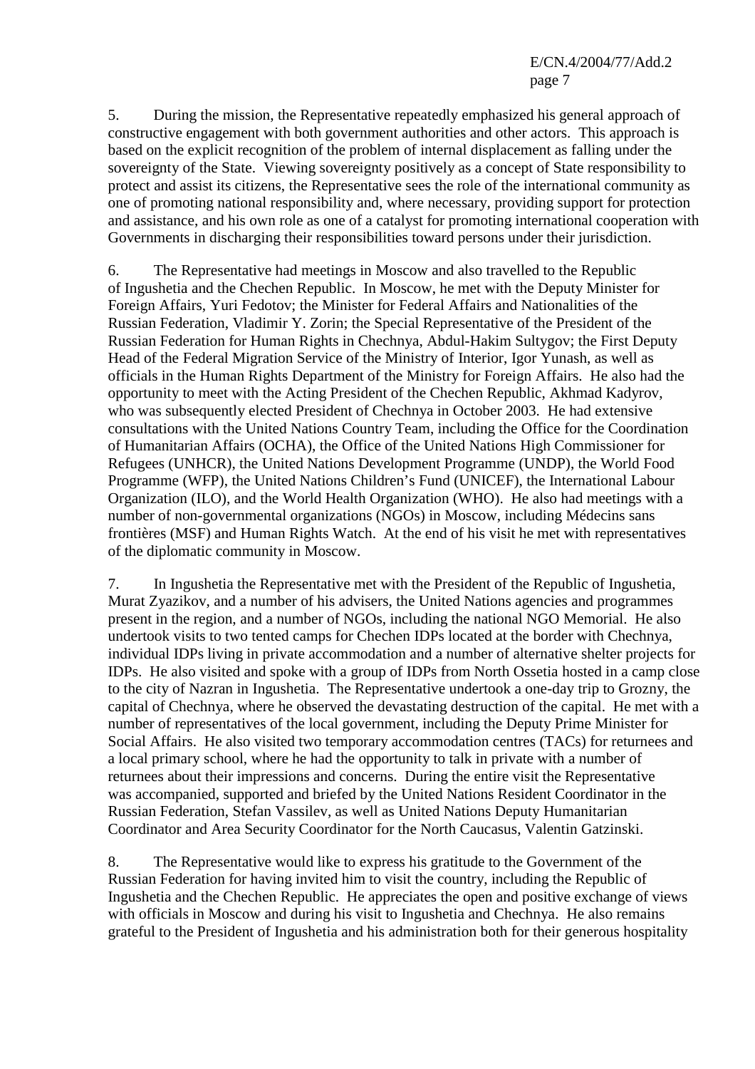5. During the mission, the Representative repeatedly emphasized his general approach of constructive engagement with both government authorities and other actors. This approach is based on the explicit recognition of the problem of internal displacement as falling under the sovereignty of the State. Viewing sovereignty positively as a concept of State responsibility to protect and assist its citizens, the Representative sees the role of the international community as one of promoting national responsibility and, where necessary, providing support for protection and assistance, and his own role as one of a catalyst for promoting international cooperation with Governments in discharging their responsibilities toward persons under their jurisdiction.

6. The Representative had meetings in Moscow and also travelled to the Republic of Ingushetia and the Chechen Republic. In Moscow, he met with the Deputy Minister for Foreign Affairs, Yuri Fedotov; the Minister for Federal Affairs and Nationalities of the Russian Federation, Vladimir Y. Zorin; the Special Representative of the President of the Russian Federation for Human Rights in Chechnya, Abdul-Hakim Sultygov; the First Deputy Head of the Federal Migration Service of the Ministry of Interior, Igor Yunash, as well as officials in the Human Rights Department of the Ministry for Foreign Affairs. He also had the opportunity to meet with the Acting President of the Chechen Republic, Akhmad Kadyrov, who was subsequently elected President of Chechnya in October 2003. He had extensive consultations with the United Nations Country Team, including the Office for the Coordination of Humanitarian Affairs (OCHA), the Office of the United Nations High Commissioner for Refugees (UNHCR), the United Nations Development Programme (UNDP), the World Food Programme (WFP), the United Nations Children's Fund (UNICEF), the International Labour Organization (ILO), and the World Health Organization (WHO). He also had meetings with a number of non-governmental organizations (NGOs) in Moscow, including Médecins sans frontières (MSF) and Human Rights Watch. At the end of his visit he met with representatives of the diplomatic community in Moscow.

7. In Ingushetia the Representative met with the President of the Republic of Ingushetia, Murat Zyazikov, and a number of his advisers, the United Nations agencies and programmes present in the region, and a number of NGOs, including the national NGO Memorial. He also undertook visits to two tented camps for Chechen IDPs located at the border with Chechnya, individual IDPs living in private accommodation and a number of alternative shelter projects for IDPs. He also visited and spoke with a group of IDPs from North Ossetia hosted in a camp close to the city of Nazran in Ingushetia. The Representative undertook a one-day trip to Grozny, the capital of Chechnya, where he observed the devastating destruction of the capital. He met with a number of representatives of the local government, including the Deputy Prime Minister for Social Affairs. He also visited two temporary accommodation centres (TACs) for returnees and a local primary school, where he had the opportunity to talk in private with a number of returnees about their impressions and concerns. During the entire visit the Representative was accompanied, supported and briefed by the United Nations Resident Coordinator in the Russian Federation, Stefan Vassilev, as well as United Nations Deputy Humanitarian Coordinator and Area Security Coordinator for the North Caucasus, Valentin Gatzinski.

8. The Representative would like to express his gratitude to the Government of the Russian Federation for having invited him to visit the country, including the Republic of Ingushetia and the Chechen Republic. He appreciates the open and positive exchange of views with officials in Moscow and during his visit to Ingushetia and Chechnya. He also remains grateful to the President of Ingushetia and his administration both for their generous hospitality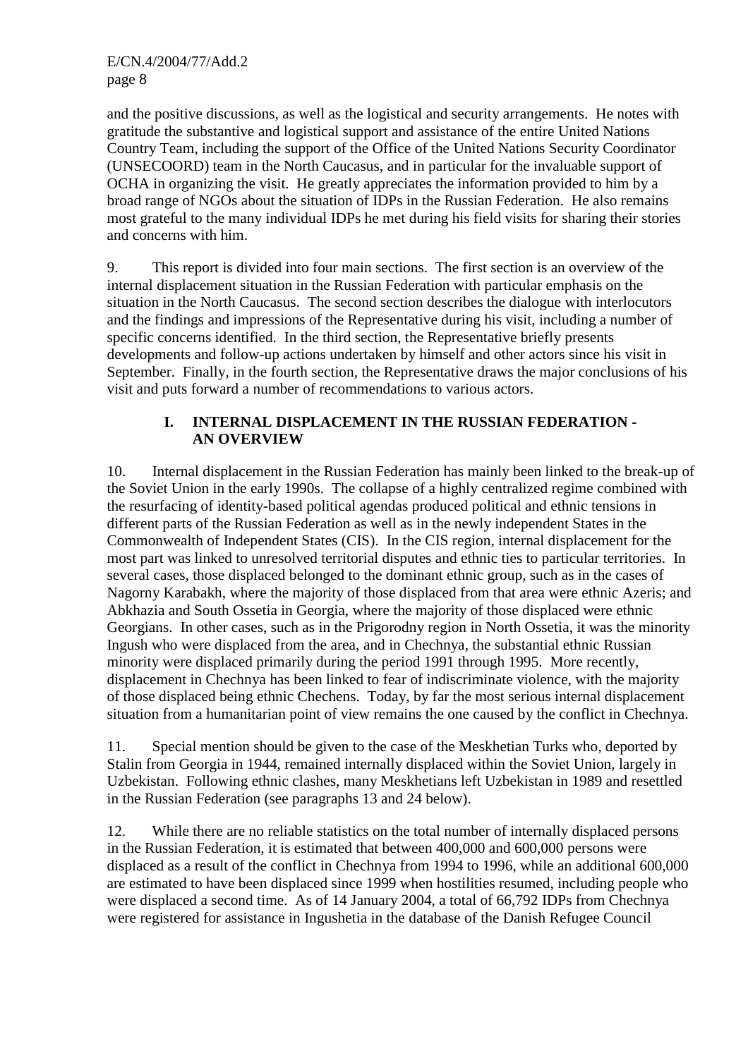and the positive discussions, as well as the logistical and security arrangements. He notes with gratitude the substantive and logistical support and assistance of the entire United Nations Country Team, including the support of the Office of the United Nations Security Coordinator (UNSECOORD) team in the North Caucasus, and in particular for the invaluable support of OCHA in organizing the visit. He greatly appreciates the information provided to him by a broad range of NGOs about the situation of IDPs in the Russian Federation. He also remains most grateful to the many individual IDPs he met during his field visits for sharing their stories and concerns with him.

9. This report is divided into four main sections. The first section is an overview of the internal displacement situation in the Russian Federation with particular emphasis on the situation in the North Caucasus. The second section describes the dialogue with interlocutors and the findings and impressions of the Representative during his visit, including a number of specific concerns identified. In the third section, the Representative briefly presents developments and follow-up actions undertaken by himself and other actors since his visit in September. Finally, in the fourth section, the Representative draws the major conclusions of his visit and puts forward a number of recommendations to various actors.

## I. INTERNAL DISPLACEMENT IN THE RUSSIAN FEDERATION - AN OVERVIEW

10. Internal displacement in the Russian Federation has mainly been linked to the break-up of the Soviet Union in the early 1990s. The collapse of a highly centralized regime combined with the resurfacing of identity-based political agendas produced political and ethnic tensions in different parts of the Russian Federation as well as in the newly independent States in the Commonwealth of Independent States (CIS). In the CIS region, internal displacement for the most part was linked to unresolved territorial disputes and ethnic ties to particular territories. In several cases, those displaced belonged to the dominant ethnic group, such as in the cases of Nagorny Karabakh, where the majority of those displaced from that area were ethnic Azeris; and Abkhazia and South Ossetia in Georgia, where the majority of those displaced were ethnic Georgians. In other cases, such as in the Prigorodny region in North Ossetia, it was the minority Ingush who were displaced from the area, and in Chechnya, the substantial ethnic Russian minority were displaced primarily during the period 1991 through 1995. More recently, displacement in Chechnya has been linked to fear of indiscriminate violence, with the majority of those displaced being ethnic Chechens. Today, by far the most serious internal displacement situation from a humanitarian point of view remains the one caused by the conflict in Chechnya.

11. Special mention should be given to the case of the Meskhetian Turks who, deported by Stalin from Georgia in 1944, remained internally displaced within the Soviet Union, largely in Uzbekistan. Following ethnic clashes, many Meskhetians left Uzbekistan in 1989 and resettled in the Russian Federation (see paragraphs 13 and 24 below).

12. While there are no reliable statistics on the total number of internally displaced persons in the Russian Federation, it is estimated that between 400,000 and 600,000 persons were displaced as a result of the conflict in Chechnya from 1994 to 1996, while an additional 600,000 are estimated to have been displaced since 1999 when hostilities resumed, including people who were displaced a second time. As of 14 January 2004, a total of 66,792 IDPs from Chechnya were registered for assistance in Ingushetia in the database of the Danish Refugee Council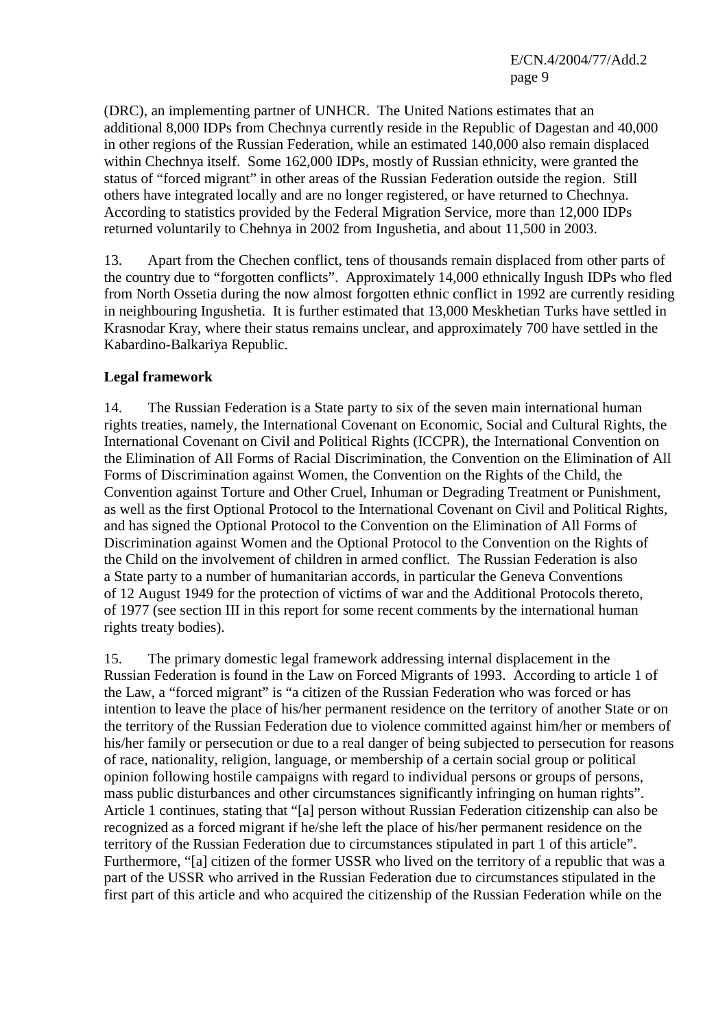(DRC), an implementing partner of UNHCR. The United Nations estimates that an additional 8,000 IDPs from Chechnya currently reside in the Republic of Dagestan and 40,000 in other regions of the Russian Federation, while an estimated 140,000 also remain displaced within Chechnya itself. Some 162,000 IDPs, mostly of Russian ethnicity, were granted the status of "forced migrant" in other areas of the Russian Federation outside the region. Still others have integrated locally and are no longer registered, or have returned to Chechnya. According to statistics provided by the Federal Migration Service, more than 12,000 IDPs returned voluntarily to Chehnya in 2002 from Ingushetia, and about 11,500 in 2003.

13. Apart from the Chechen conflict, tens of thousands remain displaced from other parts of the country due to "forgotten conflicts". Approximately 14,000 ethnically Ingush IDPs who fled from North Ossetia during the now almost forgotten ethnic conflict in 1992 are currently residing in neighbouring Ingushetia. It is further estimated that 13,000 Meskhetian Turks have settled in Krasnodar Kray, where their status remains unclear, and approximately 700 have settled in the Kabardino-Balkariya Republic.

**Legal framework**

14. The Russian Federation is a State party to six of the seven main international human rights treaties, namely, the International Covenant on Economic, Social and Cultural Rights, the International Covenant on Civil and Political Rights (ICCPR), the International Convention on the Elimination of All Forms of Racial Discrimination, the Convention on the Elimination of All Forms of Discrimination against Women, the Convention on the Rights of the Child, the Convention against Torture and Other Cruel, Inhuman or Degrading Treatment or Punishment, as well as the first Optional Protocol to the International Covenant on Civil and Political Rights, and has signed the Optional Protocol to the Convention on the Elimination of All Forms of Discrimination against Women and the Optional Protocol to the Convention on the Rights of the Child on the involvement of children in armed conflict. The Russian Federation is also a State party to a number of humanitarian accords, in particular the Geneva Conventions of 12 August 1949 for the protection of victims of war and the Additional Protocols thereto, of 1977 (see section III in this report for some recent comments by the international human rights treaty bodies).

15. The primary domestic legal framework addressing internal displacement in the Russian Federation is found in the Law on Forced Migrants of 1993. According to article 1 of the Law, a "forced migrant" is "a citizen of the Russian Federation who was forced or has intention to leave the place of his/her permanent residence on the territory of another State or on the territory of the Russian Federation due to violence committed against him/her or members of his/her family or persecution or due to a real danger of being subjected to persecution for reasons of race, nationality, religion, language, or membership of a certain social group or political opinion following hostile campaigns with regard to individual persons or groups of persons, mass public disturbances and other circumstances significantly infringing on human rights". Article 1 continues, stating that "[a] person without Russian Federation citizenship can also be recognized as a forced migrant if he/she left the place of his/her permanent residence on the territory of the Russian Federation due to circumstances stipulated in part 1 of this article". Furthermore, "[a] citizen of the former USSR who lived on the territory of a republic that was a part of the USSR who arrived in the Russian Federation due to circumstances stipulated in the first part of this article and who acquired the citizenship of the Russian Federation while on the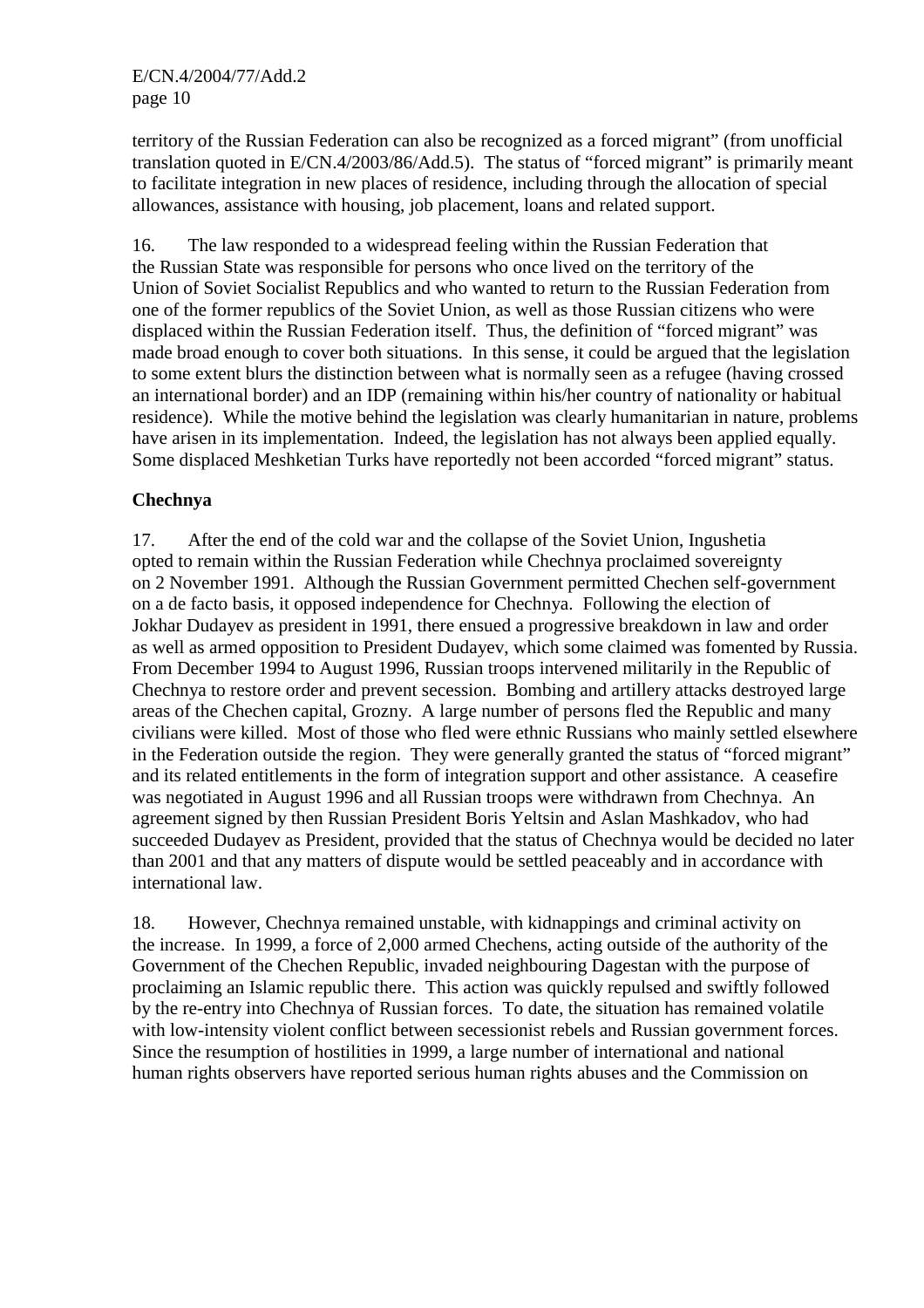territory of the Russian Federation can also be recognized as a forced migrant" (from unofficial translation quoted in E/CN.4/2003/86/Add.5). The status of "forced migrant" is primarily meant to facilitate integration in new places of residence, including through the allocation of special allowances, assistance with housing, job placement, loans and related support.

16. The law responded to a widespread feeling within the Russian Federation that the Russian State was responsible for persons who once lived on the territory of the Union of Soviet Socialist Republics and who wanted to return to the Russian Federation from one of the former republics of the Soviet Union, as well as those Russian citizens who were displaced within the Russian Federation itself. Thus, the definition of "forced migrant" was made broad enough to cover both situations. In this sense, it could be argued that the legislation to some extent blurs the distinction between what is normally seen as a refugee (having crossed an international border) and an IDP (remaining within his/her country of nationality or habitual residence). While the motive behind the legislation was clearly humanitarian in nature, problems have arisen in its implementation. Indeed, the legislation has not always been applied equally. Some displaced Meshketian Turks have reportedly not been accorded "forced migrant" status.

**Chechnya**

17. After the end of the cold war and the collapse of the Soviet Union, Ingushetia opted to remain within the Russian Federation while Chechnya proclaimed sovereignty on 2 November 1991. Although the Russian Government permitted Chechen self-government on a de facto basis, it opposed independence for Chechnya. Following the election of Jokhar Dudayev as president in 1991, there ensued a progressive breakdown in law and order as well as armed opposition to President Dudayev, which some claimed was fomented by Russia. From December 1994 to August 1996, Russian troops intervened militarily in the Republic of Chechnya to restore order and prevent secession. Bombing and artillery attacks destroyed large areas of the Chechen capital, Grozny. A large number of persons fled the Republic and many civilians were killed. Most of those who fled were ethnic Russians who mainly settled elsewhere in the Federation outside the region. They were generally granted the status of "forced migrant" and its related entitlements in the form of integration support and other assistance. A ceasefire was negotiated in August 1996 and all Russian troops were withdrawn from Chechnya. An agreement signed by then Russian President Boris Yeltsin and Aslan Mashkadov, who had succeeded Dudayev as President, provided that the status of Chechnya would be decided no later than 2001 and that any matters of dispute would be settled peaceably and in accordance with international law.

18. However, Chechnya remained unstable, with kidnappings and criminal activity on the increase. In 1999, a force of 2,000 armed Chechens, acting outside of the authority of the Government of the Chechen Republic, invaded neighbouring Dagestan with the purpose of proclaiming an Islamic republic there. This action was quickly repulsed and swiftly followed by the re-entry into Chechnya of Russian forces. To date, the situation has remained volatile with low-intensity violent conflict between secessionist rebels and Russian government forces. Since the resumption of hostilities in 1999, a large number of international and national human rights observers have reported serious human rights abuses and the Commission on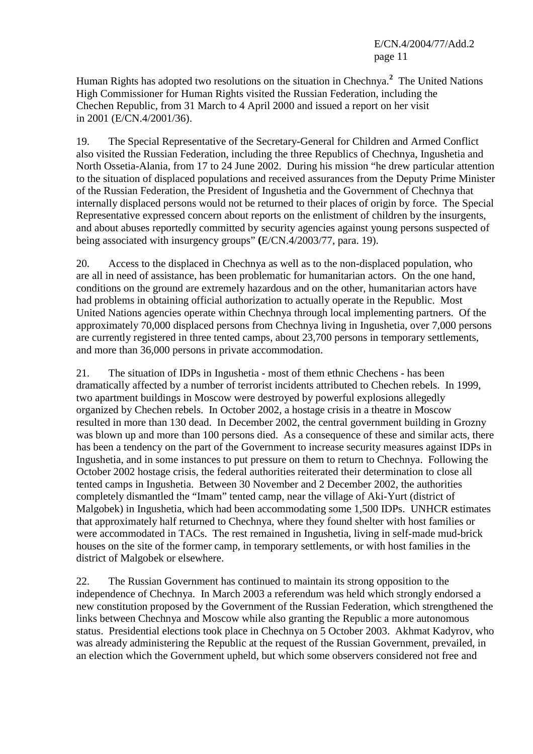Human Rights has adopted two resolutions on the situation in Chechnya.[2] The United Nations High Commissioner for Human Rights visited the Russian Federation, including the Chechen Republic, from 31 March to 4 April 2000 and issued a report on her visit in 2001 (E/CN.4/2001/36).

19. The Special Representative of the Secretary-General for Children and Armed Conflict also visited the Russian Federation, including the three Republics of Chechnya, Ingushetia and North Ossetia-Alania, from 17 to 24 June 2002. During his mission "he drew particular attention to the situation of displaced populations and received assurances from the Deputy Prime Minister of the Russian Federation, the President of Ingushetia and the Government of Chechnya that internally displaced persons would not be returned to their places of origin by force. The Special Representative expressed concern about reports on the enlistment of children by the insurgents, and about abuses reportedly committed by security agencies against young persons suspected of being associated with insurgency groups" **(**E/CN.4/2003/77, para. 19).

20. Access to the displaced in Chechnya as well as to the non-displaced population, who are all in need of assistance, has been problematic for humanitarian actors. On the one hand, conditions on the ground are extremely hazardous and on the other, humanitarian actors have had problems in obtaining official authorization to actually operate in the Republic. Most United Nations agencies operate within Chechnya through local implementing partners. Of the approximately 70,000 displaced persons from Chechnya living in Ingushetia, over 7,000 persons are currently registered in three tented camps, about 23,700 persons in temporary settlements, and more than 36,000 persons in private accommodation.

21. The situation of IDPs in Ingushetia - most of them ethnic Chechens - has been dramatically affected by a number of terrorist incidents attributed to Chechen rebels. In 1999, two apartment buildings in Moscow were destroyed by powerful explosions allegedly organized by Chechen rebels. In October 2002, a hostage crisis in a theatre in Moscow resulted in more than 130 dead. In December 2002, the central government building in Grozny was blown up and more than 100 persons died. As a consequence of these and similar acts, there has been a tendency on the part of the Government to increase security measures against IDPs in Ingushetia, and in some instances to put pressure on them to return to Chechnya. Following the October 2002 hostage crisis, the federal authorities reiterated their determination to close all tented camps in Ingushetia. Between 30 November and 2 December 2002, the authorities completely dismantled the "Imam" tented camp, near the village of Aki-Yurt (district of Malgobek) in Ingushetia, which had been accommodating some 1,500 IDPs. UNHCR estimates that approximately half returned to Chechnya, where they found shelter with host families or were accommodated in TACs. The rest remained in Ingushetia, living in self-made mud-brick houses on the site of the former camp, in temporary settlements, or with host families in the district of Malgobek or elsewhere.

22. The Russian Government has continued to maintain its strong opposition to the independence of Chechnya. In March 2003 a referendum was held which strongly endorsed a new constitution proposed by the Government of the Russian Federation, which strengthened the links between Chechnya and Moscow while also granting the Republic a more autonomous status. Presidential elections took place in Chechnya on 5 October 2003. Akhmat Kadyrov, who was already administering the Republic at the request of the Russian Government, prevailed, in an election which the Government upheld, but which some observers considered not free and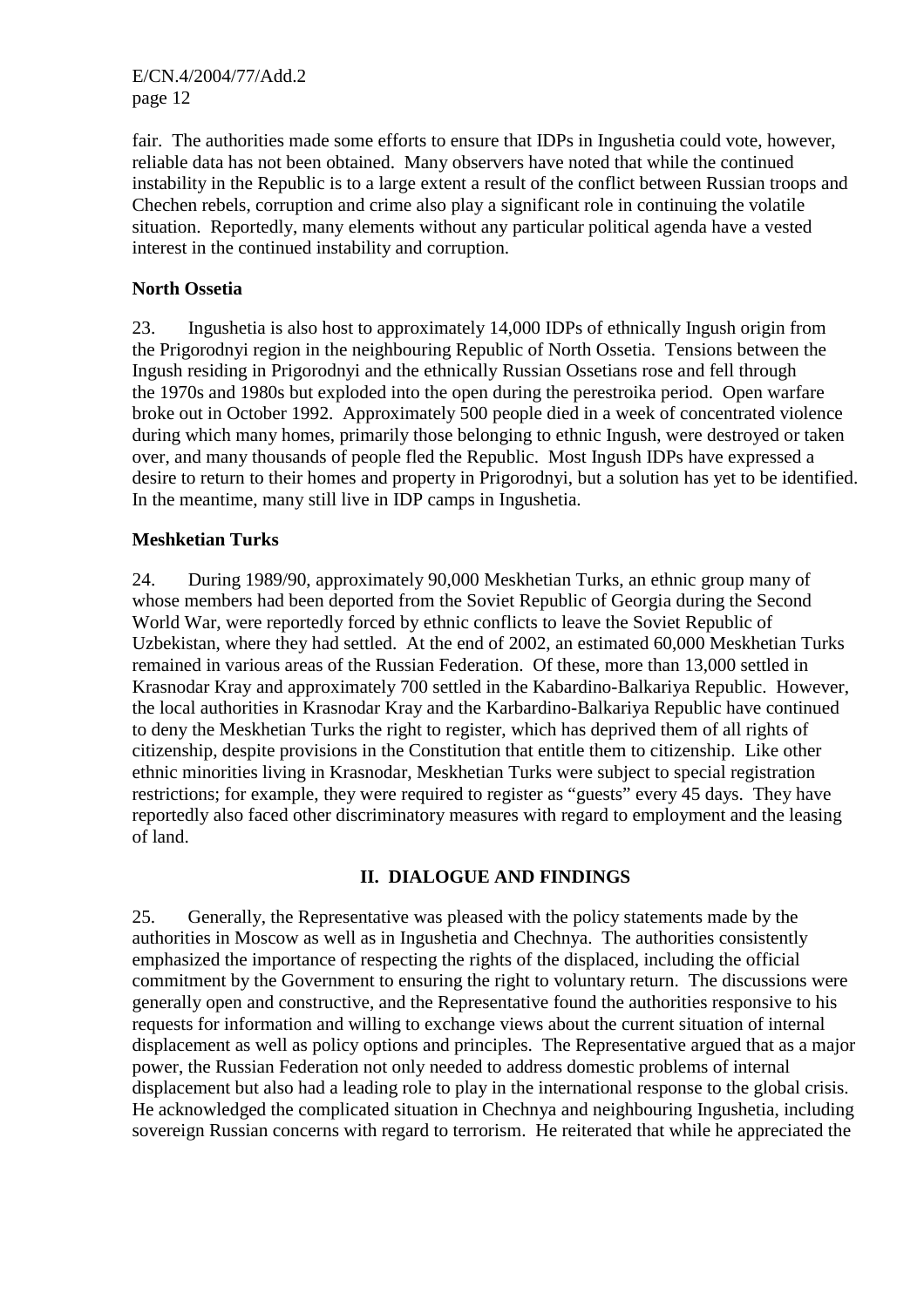fair. The authorities made some efforts to ensure that IDPs in Ingushetia could vote, however, reliable data has not been obtained. Many observers have noted that while the continued instability in the Republic is to a large extent a result of the conflict between Russian troops and Chechen rebels, corruption and crime also play a significant role in continuing the volatile situation. Reportedly, many elements without any particular political agenda have a vested interest in the continued instability and corruption.

**North Ossetia**

23. Ingushetia is also host to approximately 14,000 IDPs of ethnically Ingush origin from the Prigorodnyi region in the neighbouring Republic of North Ossetia. Tensions between the Ingush residing in Prigorodnyi and the ethnically Russian Ossetians rose and fell through the 1970s and 1980s but exploded into the open during the perestroika period. Open warfare broke out in October 1992. Approximately 500 people died in a week of concentrated violence during which many homes, primarily those belonging to ethnic Ingush, were destroyed or taken over, and many thousands of people fled the Republic. Most Ingush IDPs have expressed a desire to return to their homes and property in Prigorodnyi, but a solution has yet to be identified. In the meantime, many still live in IDP camps in Ingushetia.

**Meshketian Turks**

24. During 1989/90, approximately 90,000 Meskhetian Turks, an ethnic group many of whose members had been deported from the Soviet Republic of Georgia during the Second World War, were reportedly forced by ethnic conflicts to leave the Soviet Republic of Uzbekistan, where they had settled. At the end of 2002, an estimated 60,000 Meskhetian Turks remained in various areas of the Russian Federation. Of these, more than 13,000 settled in Krasnodar Kray and approximately 700 settled in the Kabardino-Balkariya Republic. However, the local authorities in Krasnodar Kray and the Karbardino-Balkariya Republic have continued to deny the Meskhetian Turks the right to register, which has deprived them of all rights of citizenship, despite provisions in the Constitution that entitle them to citizenship. Like other ethnic minorities living in Krasnodar, Meskhetian Turks were subject to special registration restrictions; for example, they were required to register as "guests" every 45 days. They have reportedly also faced other discriminatory measures with regard to employment and the leasing of land.

## II. DIALOGUE AND FINDINGS

25. Generally, the Representative was pleased with the policy statements made by the authorities in Moscow as well as in Ingushetia and Chechnya. The authorities consistently emphasized the importance of respecting the rights of the displaced, including the official commitment by the Government to ensuring the right to voluntary return. The discussions were generally open and constructive, and the Representative found the authorities responsive to his requests for information and willing to exchange views about the current situation of internal displacement as well as policy options and principles. The Representative argued that as a major power, the Russian Federation not only needed to address domestic problems of internal displacement but also had a leading role to play in the international response to the global crisis. He acknowledged the complicated situation in Chechnya and neighbouring Ingushetia, including sovereign Russian concerns with regard to terrorism. He reiterated that while he appreciated the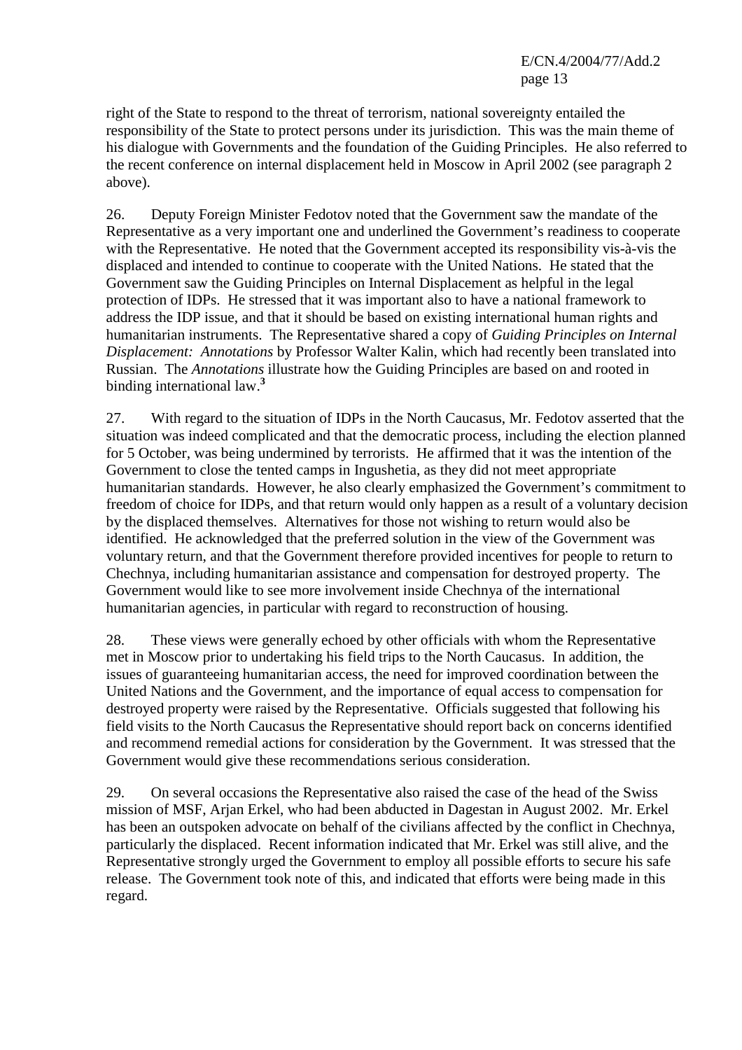right of the State to respond to the threat of terrorism, national sovereignty entailed the responsibility of the State to protect persons under its jurisdiction. This was the main theme of his dialogue with Governments and the foundation of the Guiding Principles. He also referred to the recent conference on internal displacement held in Moscow in April 2002 (see paragraph 2 above).

26. Deputy Foreign Minister Fedotov noted that the Government saw the mandate of the Representative as a very important one and underlined the Government's readiness to cooperate with the Representative. He noted that the Government accepted its responsibility vis-à-vis the displaced and intended to continue to cooperate with the United Nations. He stated that the Government saw the Guiding Principles on Internal Displacement as helpful in the legal protection of IDPs. He stressed that it was important also to have a national framework to address the IDP issue, and that it should be based on existing international human rights and humanitarian instruments. The Representative shared a copy of *Guiding Principles on Internal Displacement: Annotations* by Professor Walter Kalin, which had recently been translated into Russian. The *Annotations* illustrate how the Guiding Principles are based on and rooted in binding international law.[3]

27. With regard to the situation of IDPs in the North Caucasus, Mr. Fedotov asserted that the situation was indeed complicated and that the democratic process, including the election planned for 5 October, was being undermined by terrorists. He affirmed that it was the intention of the Government to close the tented camps in Ingushetia, as they did not meet appropriate humanitarian standards. However, he also clearly emphasized the Government's commitment to freedom of choice for IDPs, and that return would only happen as a result of a voluntary decision by the displaced themselves. Alternatives for those not wishing to return would also be identified. He acknowledged that the preferred solution in the view of the Government was voluntary return, and that the Government therefore provided incentives for people to return to Chechnya, including humanitarian assistance and compensation for destroyed property. The Government would like to see more involvement inside Chechnya of the international humanitarian agencies, in particular with regard to reconstruction of housing.

28. These views were generally echoed by other officials with whom the Representative met in Moscow prior to undertaking his field trips to the North Caucasus. In addition, the issues of guaranteeing humanitarian access, the need for improved coordination between the United Nations and the Government, and the importance of equal access to compensation for destroyed property were raised by the Representative. Officials suggested that following his field visits to the North Caucasus the Representative should report back on concerns identified and recommend remedial actions for consideration by the Government. It was stressed that the Government would give these recommendations serious consideration.

29. On several occasions the Representative also raised the case of the head of the Swiss mission of MSF, Arjan Erkel, who had been abducted in Dagestan in August 2002. Mr. Erkel has been an outspoken advocate on behalf of the civilians affected by the conflict in Chechnya, particularly the displaced. Recent information indicated that Mr. Erkel was still alive, and the Representative strongly urged the Government to employ all possible efforts to secure his safe release. The Government took note of this, and indicated that efforts were being made in this regard.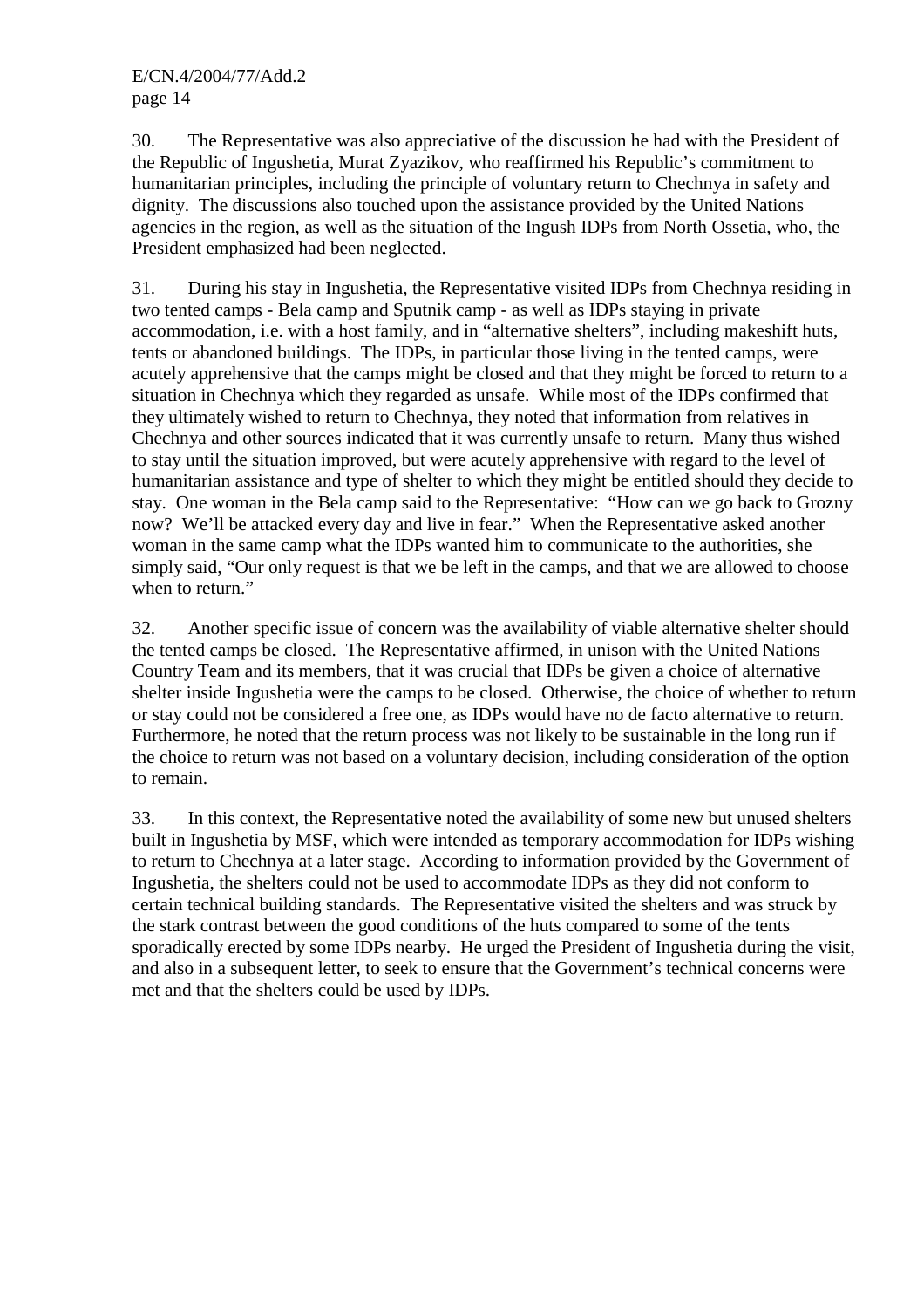30. The Representative was also appreciative of the discussion he had with the President of the Republic of Ingushetia, Murat Zyazikov, who reaffirmed his Republic's commitment to humanitarian principles, including the principle of voluntary return to Chechnya in safety and dignity. The discussions also touched upon the assistance provided by the United Nations agencies in the region, as well as the situation of the Ingush IDPs from North Ossetia, who, the President emphasized had been neglected.

31. During his stay in Ingushetia, the Representative visited IDPs from Chechnya residing in two tented camps - Bela camp and Sputnik camp - as well as IDPs staying in private accommodation, i.e. with a host family, and in "alternative shelters", including makeshift huts, tents or abandoned buildings. The IDPs, in particular those living in the tented camps, were acutely apprehensive that the camps might be closed and that they might be forced to return to a situation in Chechnya which they regarded as unsafe. While most of the IDPs confirmed that they ultimately wished to return to Chechnya, they noted that information from relatives in Chechnya and other sources indicated that it was currently unsafe to return. Many thus wished to stay until the situation improved, but were acutely apprehensive with regard to the level of humanitarian assistance and type of shelter to which they might be entitled should they decide to stay. One woman in the Bela camp said to the Representative: "How can we go back to Grozny now? We'll be attacked every day and live in fear." When the Representative asked another woman in the same camp what the IDPs wanted him to communicate to the authorities, she simply said, "Our only request is that we be left in the camps, and that we are allowed to choose when to return."

32. Another specific issue of concern was the availability of viable alternative shelter should the tented camps be closed. The Representative affirmed, in unison with the United Nations Country Team and its members, that it was crucial that IDPs be given a choice of alternative shelter inside Ingushetia were the camps to be closed. Otherwise, the choice of whether to return or stay could not be considered a free one, as IDPs would have no de facto alternative to return. Furthermore, he noted that the return process was not likely to be sustainable in the long run if the choice to return was not based on a voluntary decision, including consideration of the option to remain.

33. In this context, the Representative noted the availability of some new but unused shelters built in Ingushetia by MSF, which were intended as temporary accommodation for IDPs wishing to return to Chechnya at a later stage. According to information provided by the Government of Ingushetia, the shelters could not be used to accommodate IDPs as they did not conform to certain technical building standards. The Representative visited the shelters and was struck by the stark contrast between the good conditions of the huts compared to some of the tents sporadically erected by some IDPs nearby. He urged the President of Ingushetia during the visit, and also in a subsequent letter, to seek to ensure that the Government's technical concerns were met and that the shelters could be used by IDPs.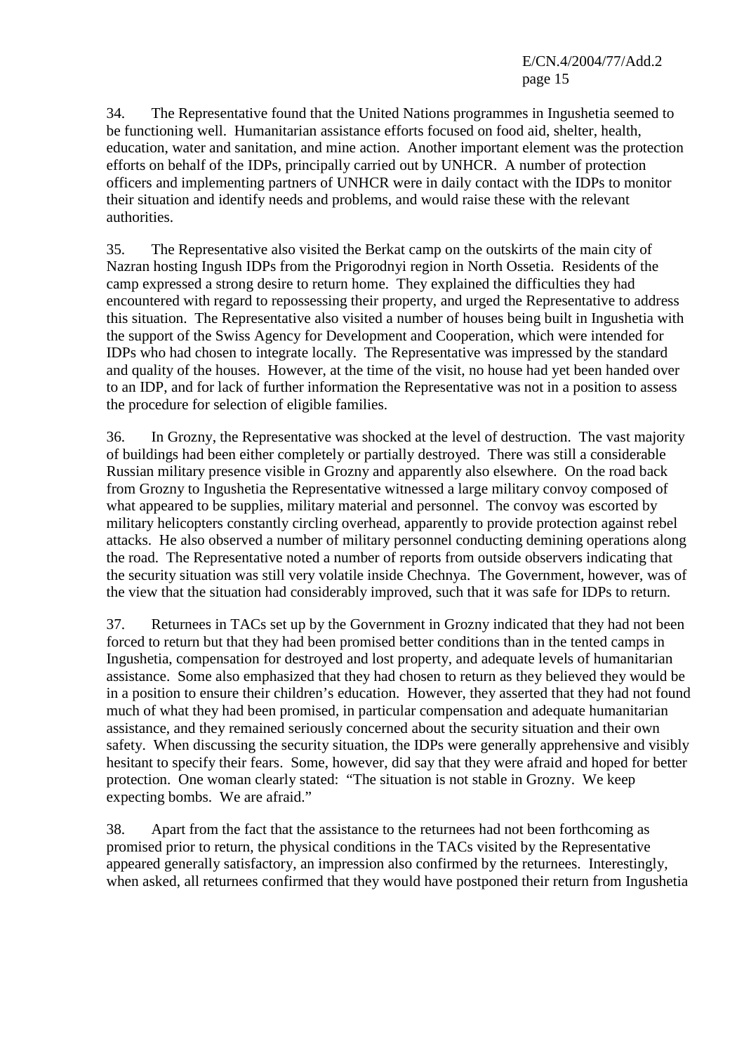34. The Representative found that the United Nations programmes in Ingushetia seemed to be functioning well. Humanitarian assistance efforts focused on food aid, shelter, health, education, water and sanitation, and mine action. Another important element was the protection efforts on behalf of the IDPs, principally carried out by UNHCR. A number of protection officers and implementing partners of UNHCR were in daily contact with the IDPs to monitor their situation and identify needs and problems, and would raise these with the relevant authorities.

35. The Representative also visited the Berkat camp on the outskirts of the main city of Nazran hosting Ingush IDPs from the Prigorodnyi region in North Ossetia. Residents of the camp expressed a strong desire to return home. They explained the difficulties they had encountered with regard to repossessing their property, and urged the Representative to address this situation. The Representative also visited a number of houses being built in Ingushetia with the support of the Swiss Agency for Development and Cooperation, which were intended for IDPs who had chosen to integrate locally. The Representative was impressed by the standard and quality of the houses. However, at the time of the visit, no house had yet been handed over to an IDP, and for lack of further information the Representative was not in a position to assess the procedure for selection of eligible families.

36. In Grozny, the Representative was shocked at the level of destruction. The vast majority of buildings had been either completely or partially destroyed. There was still a considerable Russian military presence visible in Grozny and apparently also elsewhere. On the road back from Grozny to Ingushetia the Representative witnessed a large military convoy composed of what appeared to be supplies, military material and personnel. The convoy was escorted by military helicopters constantly circling overhead, apparently to provide protection against rebel attacks. He also observed a number of military personnel conducting demining operations along the road. The Representative noted a number of reports from outside observers indicating that the security situation was still very volatile inside Chechnya. The Government, however, was of the view that the situation had considerably improved, such that it was safe for IDPs to return.

37. Returnees in TACs set up by the Government in Grozny indicated that they had not been forced to return but that they had been promised better conditions than in the tented camps in Ingushetia, compensation for destroyed and lost property, and adequate levels of humanitarian assistance. Some also emphasized that they had chosen to return as they believed they would be in a position to ensure their children's education. However, they asserted that they had not found much of what they had been promised, in particular compensation and adequate humanitarian assistance, and they remained seriously concerned about the security situation and their own safety. When discussing the security situation, the IDPs were generally apprehensive and visibly hesitant to specify their fears. Some, however, did say that they were afraid and hoped for better protection. One woman clearly stated: "The situation is not stable in Grozny. We keep expecting bombs. We are afraid."

38. Apart from the fact that the assistance to the returnees had not been forthcoming as promised prior to return, the physical conditions in the TACs visited by the Representative appeared generally satisfactory, an impression also confirmed by the returnees. Interestingly, when asked, all returnees confirmed that they would have postponed their return from Ingushetia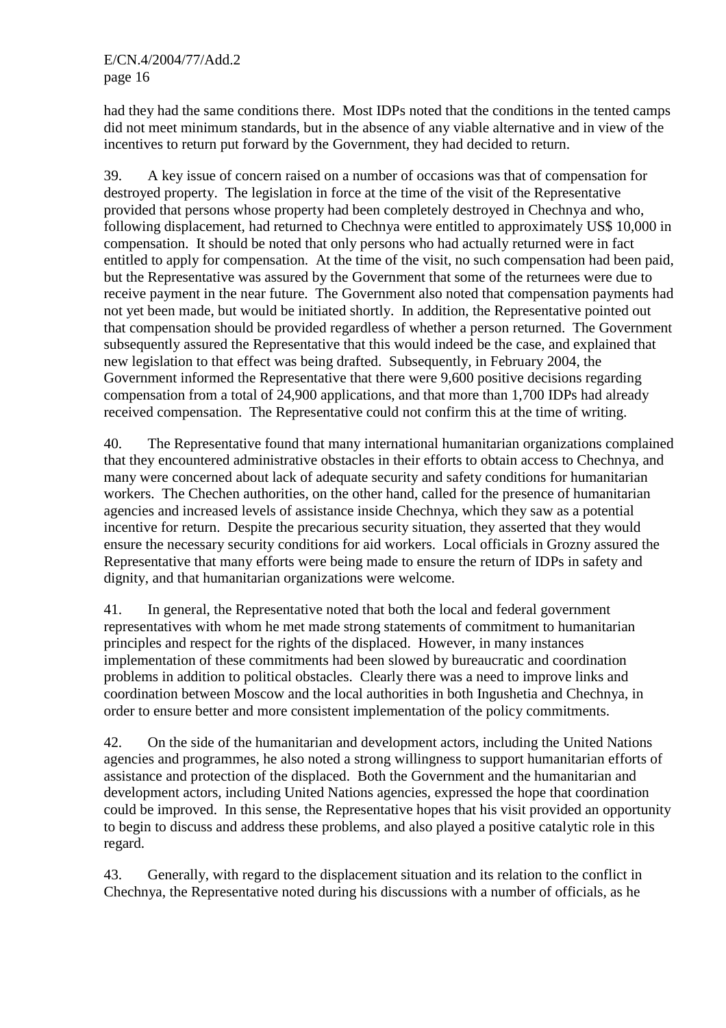had they had the same conditions there. Most IDPs noted that the conditions in the tented camps did not meet minimum standards, but in the absence of any viable alternative and in view of the incentives to return put forward by the Government, they had decided to return.

39. A key issue of concern raised on a number of occasions was that of compensation for destroyed property. The legislation in force at the time of the visit of the Representative provided that persons whose property had been completely destroyed in Chechnya and who, following displacement, had returned to Chechnya were entitled to approximately US$ 10,000 in compensation. It should be noted that only persons who had actually returned were in fact entitled to apply for compensation. At the time of the visit, no such compensation had been paid, but the Representative was assured by the Government that some of the returnees were due to receive payment in the near future. The Government also noted that compensation payments had not yet been made, but would be initiated shortly. In addition, the Representative pointed out that compensation should be provided regardless of whether a person returned. The Government subsequently assured the Representative that this would indeed be the case, and explained that new legislation to that effect was being drafted. Subsequently, in February 2004, the Government informed the Representative that there were 9,600 positive decisions regarding compensation from a total of 24,900 applications, and that more than 1,700 IDPs had already received compensation. The Representative could not confirm this at the time of writing.

40. The Representative found that many international humanitarian organizations complained that they encountered administrative obstacles in their efforts to obtain access to Chechnya, and many were concerned about lack of adequate security and safety conditions for humanitarian workers. The Chechen authorities, on the other hand, called for the presence of humanitarian agencies and increased levels of assistance inside Chechnya, which they saw as a potential incentive for return. Despite the precarious security situation, they asserted that they would ensure the necessary security conditions for aid workers. Local officials in Grozny assured the Representative that many efforts were being made to ensure the return of IDPs in safety and dignity, and that humanitarian organizations were welcome.

41. In general, the Representative noted that both the local and federal government representatives with whom he met made strong statements of commitment to humanitarian principles and respect for the rights of the displaced. However, in many instances implementation of these commitments had been slowed by bureaucratic and coordination problems in addition to political obstacles. Clearly there was a need to improve links and coordination between Moscow and the local authorities in both Ingushetia and Chechnya, in order to ensure better and more consistent implementation of the policy commitments.

42. On the side of the humanitarian and development actors, including the United Nations agencies and programmes, he also noted a strong willingness to support humanitarian efforts of assistance and protection of the displaced. Both the Government and the humanitarian and development actors, including United Nations agencies, expressed the hope that coordination could be improved. In this sense, the Representative hopes that his visit provided an opportunity to begin to discuss and address these problems, and also played a positive catalytic role in this regard.

43. Generally, with regard to the displacement situation and its relation to the conflict in Chechnya, the Representative noted during his discussions with a number of officials, as he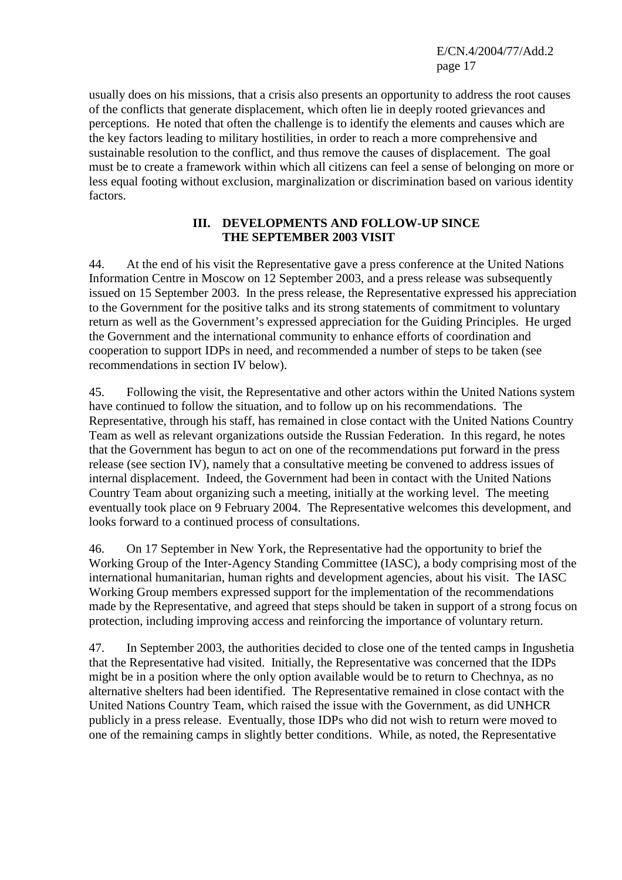usually does on his missions, that a crisis also presents an opportunity to address the root causes of the conflicts that generate displacement, which often lie in deeply rooted grievances and perceptions. He noted that often the challenge is to identify the elements and causes which are the key factors leading to military hostilities, in order to reach a more comprehensive and sustainable resolution to the conflict, and thus remove the causes of displacement. The goal must be to create a framework within which all citizens can feel a sense of belonging on more or less equal footing without exclusion, marginalization or discrimination based on various identity factors.

## III. DEVELOPMENTS AND FOLLOW-UP SINCE THE SEPTEMBER 2003 VISIT

44. At the end of his visit the Representative gave a press conference at the United Nations Information Centre in Moscow on 12 September 2003, and a press release was subsequently issued on 15 September 2003. In the press release, the Representative expressed his appreciation to the Government for the positive talks and its strong statements of commitment to voluntary return as well as the Government's expressed appreciation for the Guiding Principles. He urged the Government and the international community to enhance efforts of coordination and cooperation to support IDPs in need, and recommended a number of steps to be taken (see recommendations in section IV below).

45. Following the visit, the Representative and other actors within the United Nations system have continued to follow the situation, and to follow up on his recommendations. The Representative, through his staff, has remained in close contact with the United Nations Country Team as well as relevant organizations outside the Russian Federation. In this regard, he notes that the Government has begun to act on one of the recommendations put forward in the press release (see section IV), namely that a consultative meeting be convened to address issues of internal displacement. Indeed, the Government had been in contact with the United Nations Country Team about organizing such a meeting, initially at the working level. The meeting eventually took place on 9 February 2004. The Representative welcomes this development, and looks forward to a continued process of consultations.

46. On 17 September in New York, the Representative had the opportunity to brief the Working Group of the Inter-Agency Standing Committee (IASC), a body comprising most of the international humanitarian, human rights and development agencies, about his visit. The IASC Working Group members expressed support for the implementation of the recommendations made by the Representative, and agreed that steps should be taken in support of a strong focus on protection, including improving access and reinforcing the importance of voluntary return.

47. In September 2003, the authorities decided to close one of the tented camps in Ingushetia that the Representative had visited. Initially, the Representative was concerned that the IDPs might be in a position where the only option available would be to return to Chechnya, as no alternative shelters had been identified. The Representative remained in close contact with the United Nations Country Team, which raised the issue with the Government, as did UNHCR publicly in a press release. Eventually, those IDPs who did not wish to return were moved to one of the remaining camps in slightly better conditions. While, as noted, the Representative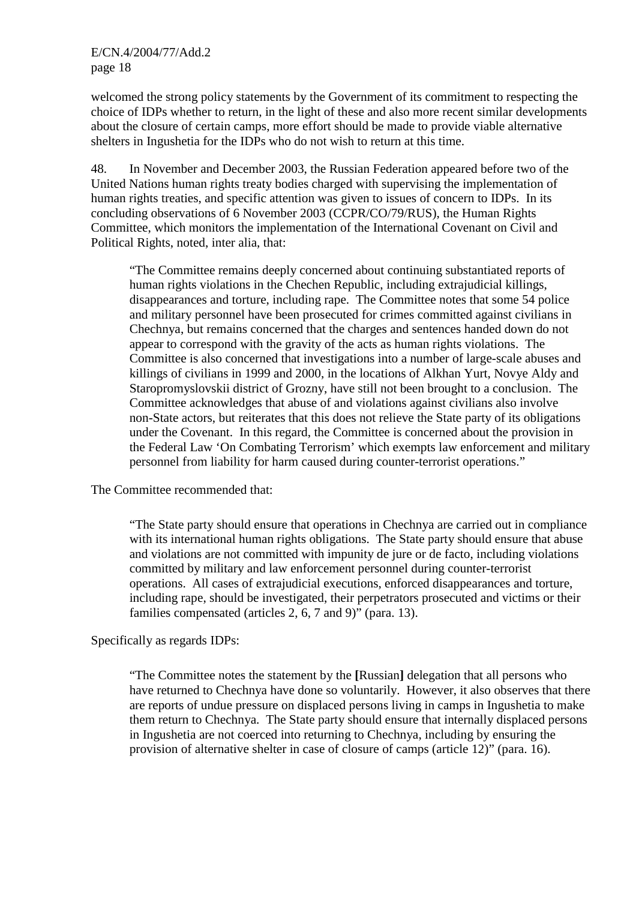welcomed the strong policy statements by the Government of its commitment to respecting the choice of IDPs whether to return, in the light of these and also more recent similar developments about the closure of certain camps, more effort should be made to provide viable alternative shelters in Ingushetia for the IDPs who do not wish to return at this time.

48. In November and December 2003, the Russian Federation appeared before two of the United Nations human rights treaty bodies charged with supervising the implementation of human rights treaties, and specific attention was given to issues of concern to IDPs. In its concluding observations of 6 November 2003 (CCPR/CO/79/RUS), the Human Rights Committee, which monitors the implementation of the International Covenant on Civil and Political Rights, noted, inter alia, that:

> "The Committee remains deeply concerned about continuing substantiated reports of human rights violations in the Chechen Republic, including extrajudicial killings, disappearances and torture, including rape. The Committee notes that some 54 police and military personnel have been prosecuted for crimes committed against civilians in Chechnya, but remains concerned that the charges and sentences handed down do not appear to correspond with the gravity of the acts as human rights violations. The Committee is also concerned that investigations into a number of large-scale abuses and killings of civilians in 1999 and 2000, in the locations of Alkhan Yurt, Novye Aldy and Staropromyslovskii district of Grozny, have still not been brought to a conclusion. The Committee acknowledges that abuse of and violations against civilians also involve non-State actors, but reiterates that this does not relieve the State party of its obligations under the Covenant. In this regard, the Committee is concerned about the provision in the Federal Law 'On Combating Terrorism' which exempts law enforcement and military personnel from liability for harm caused during counter-terrorist operations."

The Committee recommended that:

> "The State party should ensure that operations in Chechnya are carried out in compliance with its international human rights obligations. The State party should ensure that abuse and violations are not committed with impunity de jure or de facto, including violations committed by military and law enforcement personnel during counter-terrorist operations. All cases of extrajudicial executions, enforced disappearances and torture, including rape, should be investigated, their perpetrators prosecuted and victims or their families compensated (articles 2, 6, 7 and 9)" (para. 13).

Specifically as regards IDPs:

> "The Committee notes the statement by the **[**Russian**]** delegation that all persons who have returned to Chechnya have done so voluntarily. However, it also observes that there are reports of undue pressure on displaced persons living in camps in Ingushetia to make them return to Chechnya. The State party should ensure that internally displaced persons in Ingushetia are not coerced into returning to Chechnya, including by ensuring the provision of alternative shelter in case of closure of camps (article 12)" (para. 16).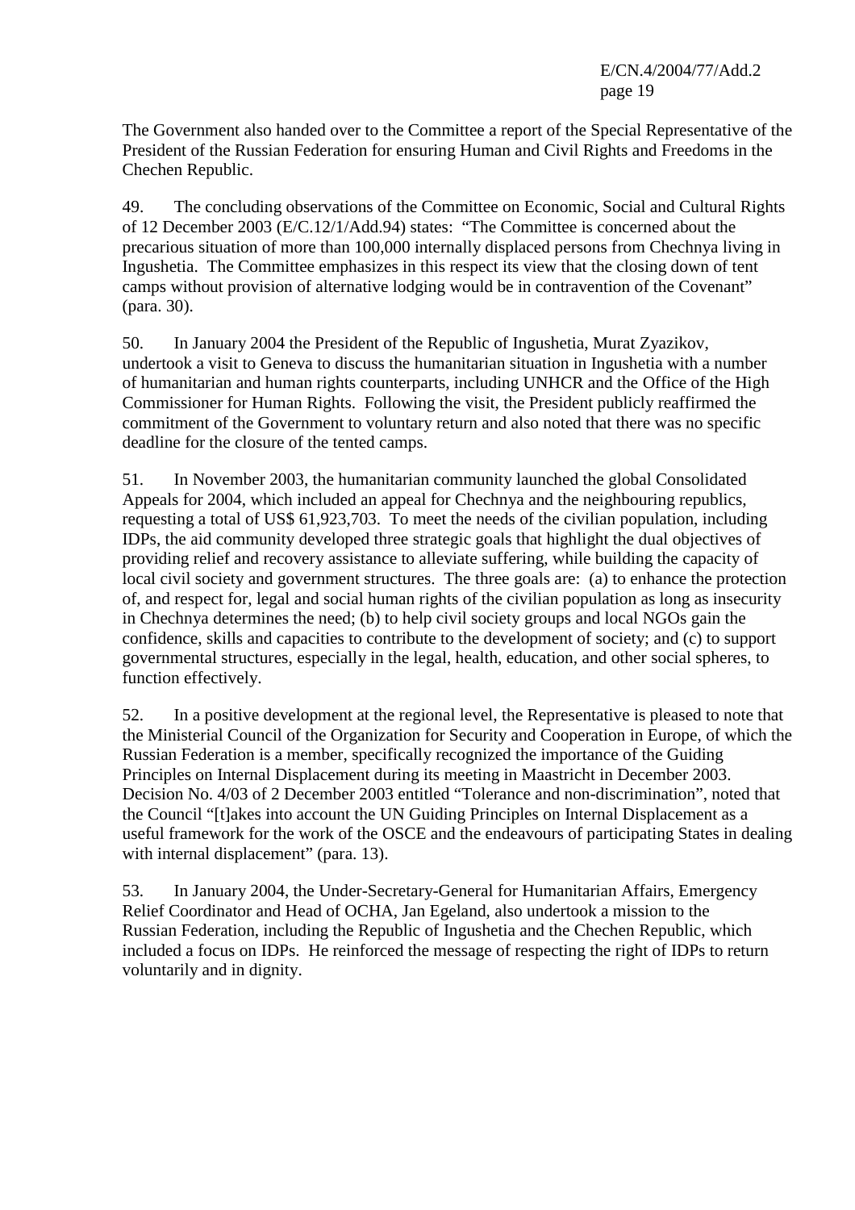The Government also handed over to the Committee a report of the Special Representative of the President of the Russian Federation for ensuring Human and Civil Rights and Freedoms in the Chechen Republic.

49. The concluding observations of the Committee on Economic, Social and Cultural Rights of 12 December 2003 (E/C.12/1/Add.94) states: "The Committee is concerned about the precarious situation of more than 100,000 internally displaced persons from Chechnya living in Ingushetia. The Committee emphasizes in this respect its view that the closing down of tent camps without provision of alternative lodging would be in contravention of the Covenant" (para. 30).

50. In January 2004 the President of the Republic of Ingushetia, Murat Zyazikov, undertook a visit to Geneva to discuss the humanitarian situation in Ingushetia with a number of humanitarian and human rights counterparts, including UNHCR and the Office of the High Commissioner for Human Rights. Following the visit, the President publicly reaffirmed the commitment of the Government to voluntary return and also noted that there was no specific deadline for the closure of the tented camps.

51. In November 2003, the humanitarian community launched the global Consolidated Appeals for 2004, which included an appeal for Chechnya and the neighbouring republics, requesting a total of US$ 61,923,703. To meet the needs of the civilian population, including IDPs, the aid community developed three strategic goals that highlight the dual objectives of providing relief and recovery assistance to alleviate suffering, while building the capacity of local civil society and government structures. The three goals are: (a) to enhance the protection of, and respect for, legal and social human rights of the civilian population as long as insecurity in Chechnya determines the need; (b) to help civil society groups and local NGOs gain the confidence, skills and capacities to contribute to the development of society; and (c) to support governmental structures, especially in the legal, health, education, and other social spheres, to function effectively.

52. In a positive development at the regional level, the Representative is pleased to note that the Ministerial Council of the Organization for Security and Cooperation in Europe, of which the Russian Federation is a member, specifically recognized the importance of the Guiding Principles on Internal Displacement during its meeting in Maastricht in December 2003. Decision No. 4/03 of 2 December 2003 entitled "Tolerance and non-discrimination", noted that the Council "[t]akes into account the UN Guiding Principles on Internal Displacement as a useful framework for the work of the OSCE and the endeavours of participating States in dealing with internal displacement" (para. 13).

53. In January 2004, the Under-Secretary-General for Humanitarian Affairs, Emergency Relief Coordinator and Head of OCHA, Jan Egeland, also undertook a mission to the Russian Federation, including the Republic of Ingushetia and the Chechen Republic, which included a focus on IDPs. He reinforced the message of respecting the right of IDPs to return voluntarily and in dignity.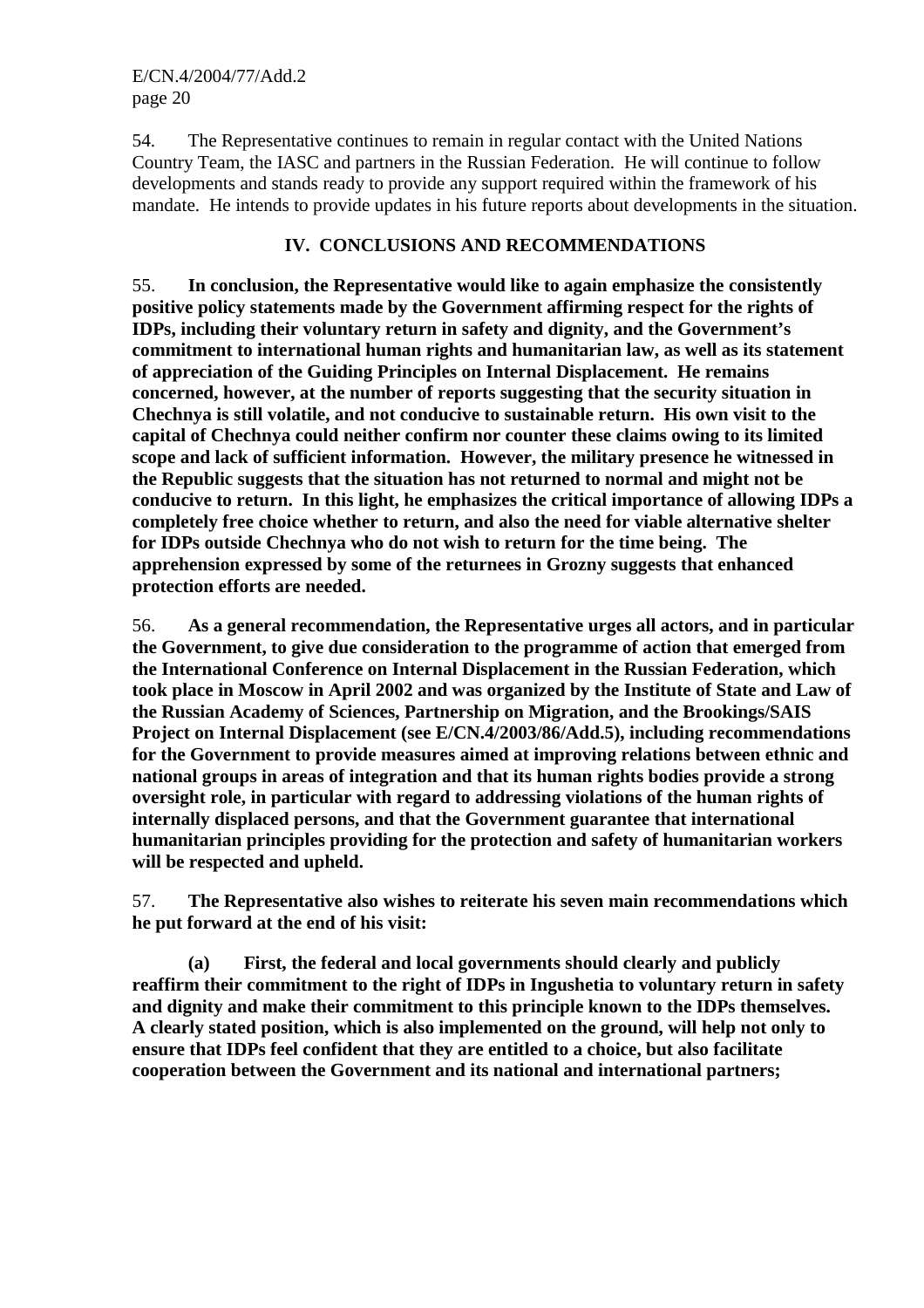54. The Representative continues to remain in regular contact with the United Nations Country Team, the IASC and partners in the Russian Federation. He will continue to follow developments and stands ready to provide any support required within the framework of his mandate. He intends to provide updates in his future reports about developments in the situation.

## IV. CONCLUSIONS AND RECOMMENDATIONS

55. **In conclusion, the Representative would like to again emphasize the consistently positive policy statements made by the Government affirming respect for the rights of IDPs, including their voluntary return in safety and dignity, and the Government's commitment to international human rights and humanitarian law, as well as its statement of appreciation of the Guiding Principles on Internal Displacement. He remains concerned, however, at the number of reports suggesting that the security situation in Chechnya is still volatile, and not conducive to sustainable return. His own visit to the capital of Chechnya could neither confirm nor counter these claims owing to its limited scope and lack of sufficient information. However, the military presence he witnessed in the Republic suggests that the situation has not returned to normal and might not be conducive to return. In this light, he emphasizes the critical importance of allowing IDPs a completely free choice whether to return, and also the need for viable alternative shelter for IDPs outside Chechnya who do not wish to return for the time being. The apprehension expressed by some of the returnees in Grozny suggests that enhanced protection efforts are needed.**

56. **As a general recommendation, the Representative urges all actors, and in particular the Government, to give due consideration to the programme of action that emerged from the International Conference on Internal Displacement in the Russian Federation, which took place in Moscow in April 2002 and was organized by the Institute of State and Law of the Russian Academy of Sciences, Partnership on Migration, and the Brookings/SAIS Project on Internal Displacement (see E/CN.4/2003/86/Add.5), including recommendations for the Government to provide measures aimed at improving relations between ethnic and national groups in areas of integration and that its human rights bodies provide a strong oversight role, in particular with regard to addressing violations of the human rights of internally displaced persons, and that the Government guarantee that international humanitarian principles providing for the protection and safety of humanitarian workers will be respected and upheld.**

57. **The Representative also wishes to reiterate his seven main recommendations which he put forward at the end of his visit:**

**(a) First, the federal and local governments should clearly and publicly reaffirm their commitment to the right of IDPs in Ingushetia to voluntary return in safety and dignity and make their commitment to this principle known to the IDPs themselves. A clearly stated position, which is also implemented on the ground, will help not only to ensure that IDPs feel confident that they are entitled to a choice, but also facilitate cooperation between the Government and its national and international partners;**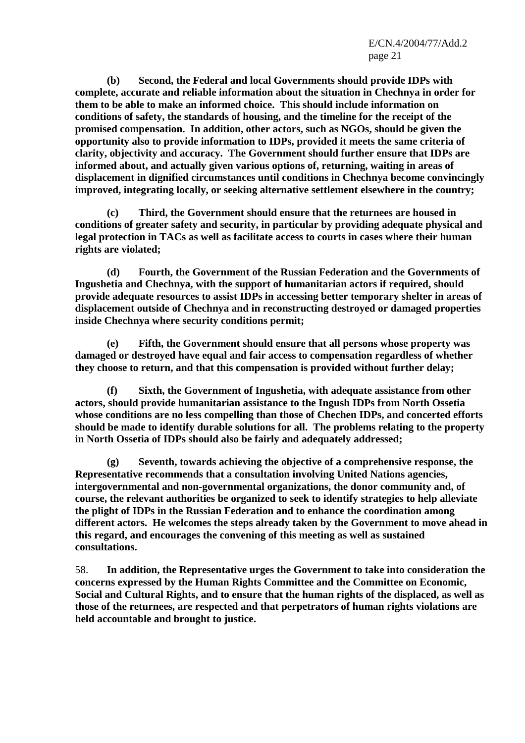**(b) Second, the Federal and local Governments should provide IDPs with complete, accurate and reliable information about the situation in Chechnya in order for them to be able to make an informed choice. This should include information on conditions of safety, the standards of housing, and the timeline for the receipt of the promised compensation. In addition, other actors, such as NGOs, should be given the opportunity also to provide information to IDPs, provided it meets the same criteria of clarity, objectivity and accuracy. The Government should further ensure that IDPs are informed about, and actually given various options of, returning, waiting in areas of displacement in dignified circumstances until conditions in Chechnya become convincingly improved, integrating locally, or seeking alternative settlement elsewhere in the country;**

**(c) Third, the Government should ensure that the returnees are housed in conditions of greater safety and security, in particular by providing adequate physical and legal protection in TACs as well as facilitate access to courts in cases where their human rights are violated;**

**(d) Fourth, the Government of the Russian Federation and the Governments of Ingushetia and Chechnya, with the support of humanitarian actors if required, should provide adequate resources to assist IDPs in accessing better temporary shelter in areas of displacement outside of Chechnya and in reconstructing destroyed or damaged properties inside Chechnya where security conditions permit;**

**(e) Fifth, the Government should ensure that all persons whose property was damaged or destroyed have equal and fair access to compensation regardless of whether they choose to return, and that this compensation is provided without further delay;**

**(f) Sixth, the Government of Ingushetia, with adequate assistance from other actors, should provide humanitarian assistance to the Ingush IDPs from North Ossetia whose conditions are no less compelling than those of Chechen IDPs, and concerted efforts should be made to identify durable solutions for all. The problems relating to the property in North Ossetia of IDPs should also be fairly and adequately addressed;**

**(g) Seventh, towards achieving the objective of a comprehensive response, the Representative recommends that a consultation involving United Nations agencies, intergovernmental and non-governmental organizations, the donor community and, of course, the relevant authorities be organized to seek to identify strategies to help alleviate the plight of IDPs in the Russian Federation and to enhance the coordination among different actors. He welcomes the steps already taken by the Government to move ahead in this regard, and encourages the convening of this meeting as well as sustained consultations.**

58. **In addition, the Representative urges the Government to take into consideration the concerns expressed by the Human Rights Committee and the Committee on Economic, Social and Cultural Rights, and to ensure that the human rights of the displaced, as well as those of the returnees, are respected and that perpetrators of human rights violations are held accountable and brought to justice.**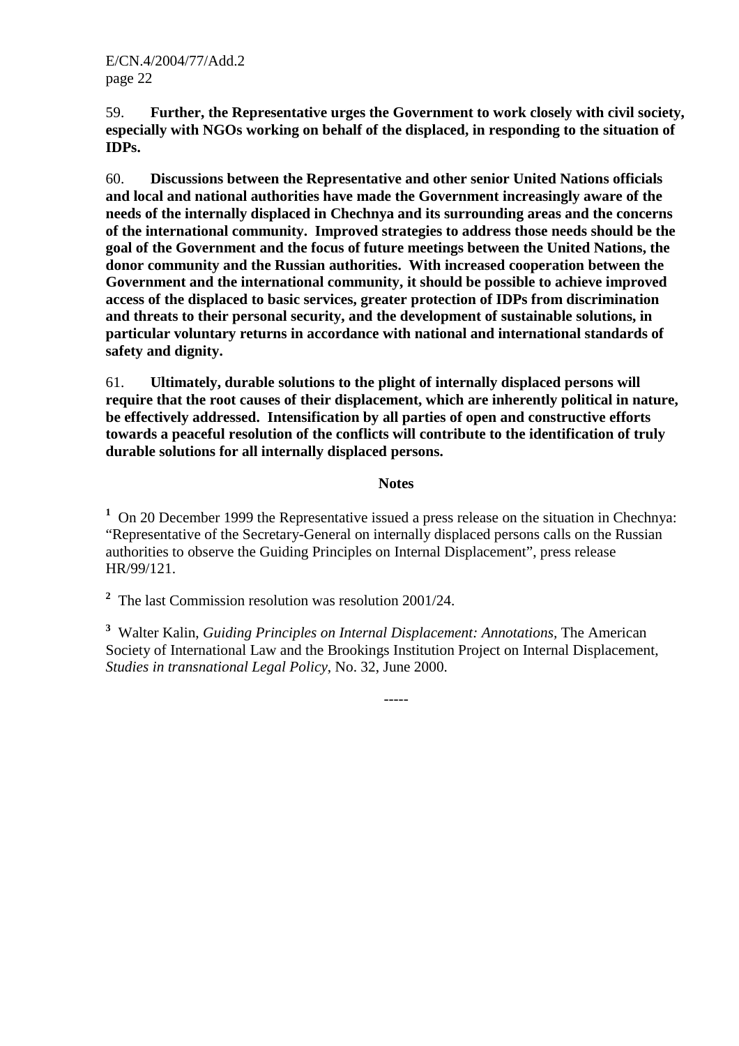59. **Further, the Representative urges the Government to work closely with civil society, especially with NGOs working on behalf of the displaced, in responding to the situation of IDPs.**

60. **Discussions between the Representative and other senior United Nations officials and local and national authorities have made the Government increasingly aware of the needs of the internally displaced in Chechnya and its surrounding areas and the concerns of the international community. Improved strategies to address those needs should be the goal of the Government and the focus of future meetings between the United Nations, the donor community and the Russian authorities. With increased cooperation between the Government and the international community, it should be possible to achieve improved access of the displaced to basic services, greater protection of IDPs from discrimination and threats to their personal security, and the development of sustainable solutions, in particular voluntary returns in accordance with national and international standards of safety and dignity.**

61. **Ultimately, durable solutions to the plight of internally displaced persons will require that the root causes of their displacement, which are inherently political in nature, be effectively addressed. Intensification by all parties of open and constructive efforts towards a peaceful resolution of the conflicts will contribute to the identification of truly durable solutions for all internally displaced persons.**

**Notes**

[1] On 20 December 1999 the Representative issued a press release on the situation in Chechnya: "Representative of the Secretary-General on internally displaced persons calls on the Russian authorities to observe the Guiding Principles on Internal Displacement", press release HR/99/121.

[2] The last Commission resolution was resolution 2001/24.

[3] Walter Kalin, *Guiding Principles on Internal Displacement: Annotations*, The American Society of International Law and the Brookings Institution Project on Internal Displacement, *Studies in transnational Legal Policy*, No. 32, June 2000.

-----